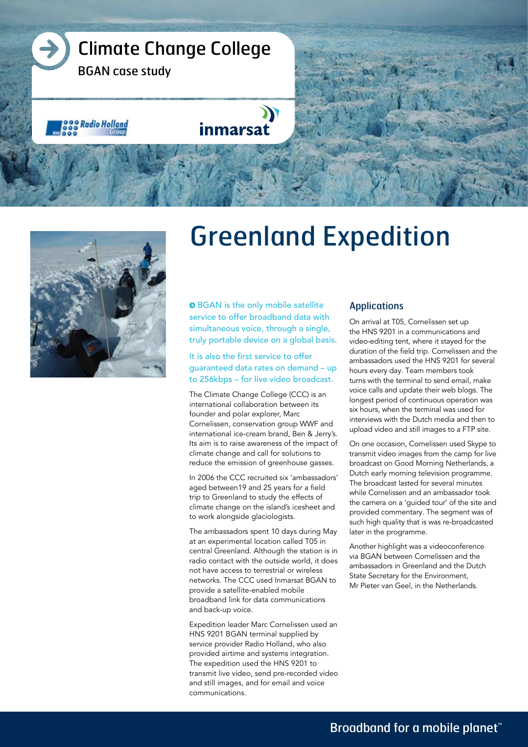# Climate Change College

BGAN case study

Radio Holland Group

inmarsat

# Greenland Expedition

**BGAN is the only mobile satellite service to offer broadband data with simultaneous voice, through a single, truly portable device on a global basis.**

**It is also the first service to offer guaranteed data rates on demand – up to 256kbps – for live video broadcast.**

The Climate Change College (CCC) is an international collaboration between its founder and polar explorer, Marc Cornelissen, conservation group WWF and international ice-cream brand, Ben & Jerry's. Its aim is to raise awareness of the impact of climate change and call for solutions to reduce the emission of greenhouse gasses.

In 2006 the CCC recruited six 'ambassadors' aged between19 and 25 years for a field trip to Greenland to study the effects of climate change on the island's icesheet and to work alongside glaciologists.

The ambassadors spent 10 days during May at an experimental location called T05 in central Greenland. Although the station is in radio contact with the outside world, it does not have access to terrestrial or wireless networks. The CCC used Inmarsat BGAN to provide a satellite-enabled mobile broadband link for data communications and back-up voice.

Expedition leader Marc Cornelissen used an HNS 9201 BGAN terminal supplied by service provider Radio Holland, who also provided airtime and systems integration. The expedition used the HNS 9201 to transmit live video, send pre-recorded video and still images, and for email and voice communications.

## Applications

On arrival at T05, Cornelissen set up the HNS 9201 in a communications and video-editing tent, where it stayed for the duration of the field trip. Cornelissen and the ambassadors used the HNS 9201 for several hours every day. Team members took turns with the terminal to send email, make voice calls and update their web blogs. The longest period of continuous operation was six hours, when the terminal was used for interviews with the Dutch media and then to upload video and still images to a FTP site.

On one occasion, Cornelissen used Skype to transmit video images from the camp for live broadcast on Good Morning Netherlands, a Dutch early morning television programme. The broadcast lasted for several minutes while Cornelissen and an ambassador took the camera on a 'guided tour' of the site and provided commentary. The segment was of such high quality that is was re-broadcasted later in the programme.

Another highlight was a videoconference via BGAN between Cornelissen and the ambassadors in Greenland and the Dutch State Secretary for the Environment, Mr Pieter van Geel, in the Netherlands.

Broadband for a mobile planet™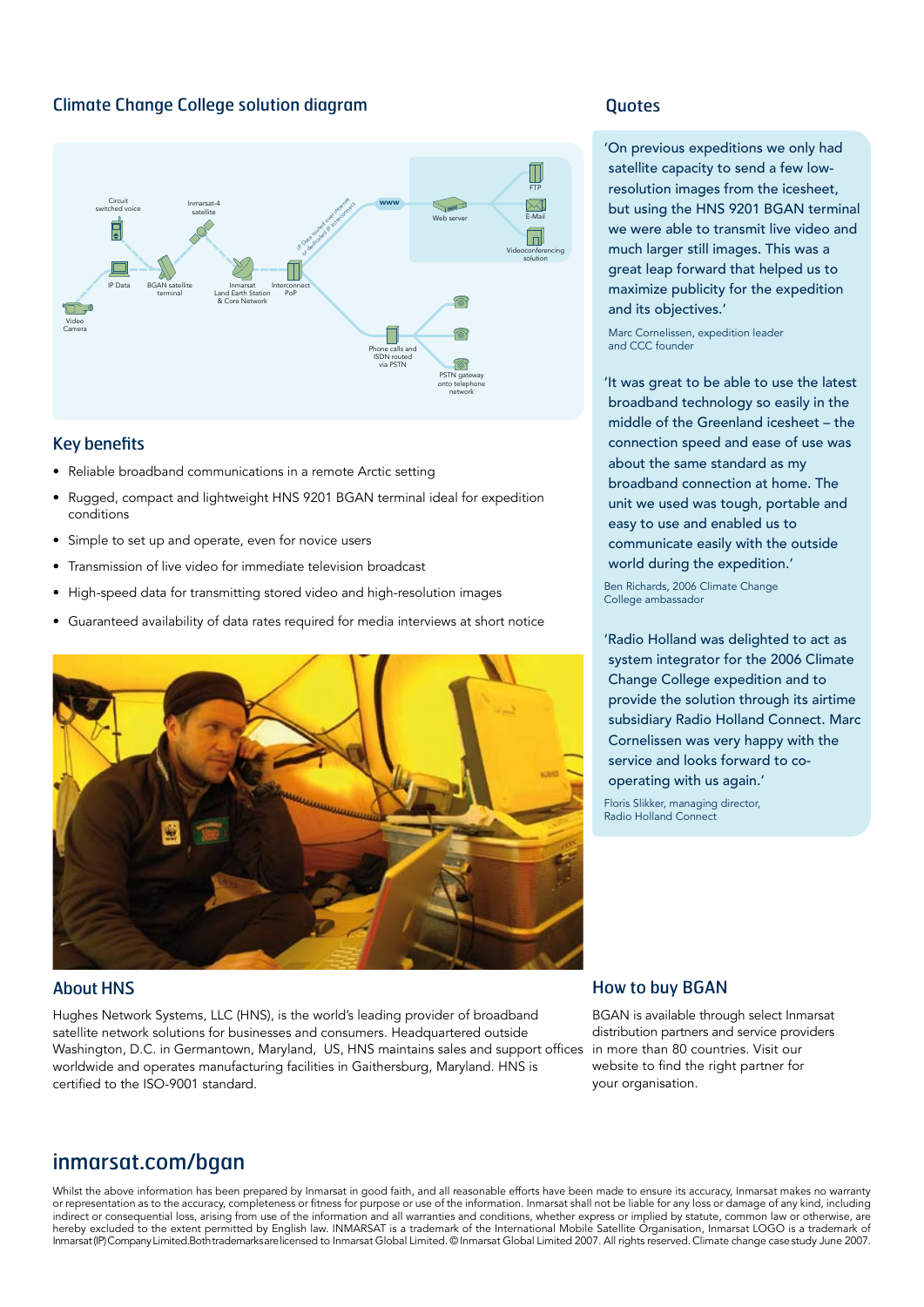## Climate Change College solution diagram

Circuit switched voice

Inmarsat-4 satellite

IP Data routed over Internet or dedicated IP interconnect

WWW

Web server

FTP

E-Mail

Videoconferencing solution

IP Data

BGAN satellite terminal

Inmarsat Land Earth Station & Core Network

Interconnect PoP

Video Camera

Phone calls and ISDN routed via PSTN

PSTN gateway onto telephone network

## Key benefits

- Reliable broadband communications in a remote Arctic setting
- Rugged, compact and lightweight HNS 9201 BGAN terminal ideal for expedition conditions
- Simple to set up and operate, even for novice users
- Transmission of live video for immediate television broadcast
- High-speed data for transmitting stored video and high-resolution images
- Guaranteed availability of data rates required for media interviews at short notice

## Quotes

'On previous expeditions we only had satellite capacity to send a few low-resolution images from the icesheet, but using the HNS 9201 BGAN terminal we were able to transmit live video and much larger still images. This was a great leap forward that helped us to maximize publicity for the expedition and its objectives.'

Marc Cornelissen, expedition leader and CCC founder

'It was great to be able to use the latest broadband technology so easily in the middle of the Greenland icesheet – the connection speed and ease of use was about the same standard as my broadband connection at home. The unit we used was tough, portable and easy to use and enabled us to communicate easily with the outside world during the expedition.'

Ben Richards, 2006 Climate Change College ambassador

'Radio Holland was delighted to act as system integrator for the 2006 Climate Change College expedition and to provide the solution through its airtime subsidiary Radio Holland Connect. Marc Cornelissen was very happy with the service and looks forward to co-operating with us again.'

Floris Slikker, managing director, Radio Holland Connect

## About HNS

Hughes Network Systems, LLC (HNS), is the world's leading provider of broadband satellite network solutions for businesses and consumers. Headquartered outside Washington, D.C. in Germantown, Maryland, US, HNS maintains sales and support offices worldwide and operates manufacturing facilities in Gaithersburg, Maryland. HNS is certified to the ISO-9001 standard.

## How to buy BGAN

BGAN is available through select Inmarsat distribution partners and service providers in more than 80 countries. Visit our website to find the right partner for your organisation.

## inmarsat.com/bgan

Whilst the above information has been prepared by Inmarsat in good faith, and all reasonable efforts have been made to ensure its accuracy, Inmarsat makes no warranty or representation as to the accuracy, completeness or fitness for purpose or use of the information. Inmarsat shall not be liable for any loss or damage of any kind, including indirect or consequential loss, arising from use of the information and all warranties and conditions, whether express or implied by statute, common law or otherwise, are hereby excluded to the extent permitted by English law. INMARSAT is a trademark of the International Mobile Satellite Organisation, Inmarsat LOGO is a trademark of Inmarsat (IP) Company Limited. Both trademarks are licensed to Inmarsat Global Limited. © Inmarsat Global Limited 2007. All rights reserved. Climate change case study June 2007.